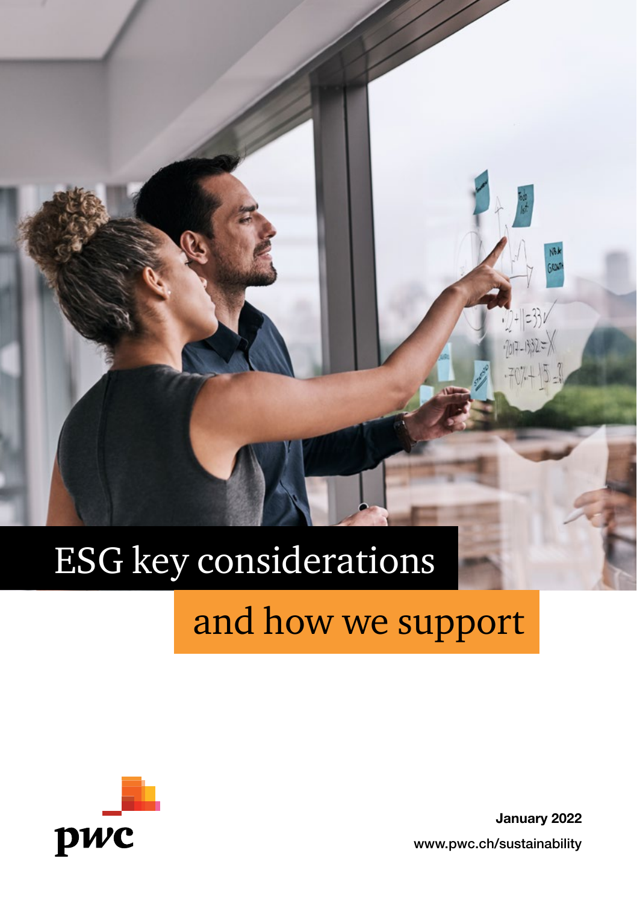# ESG key considerations

# and how we support

January 2022

www.pwc.ch/sustainability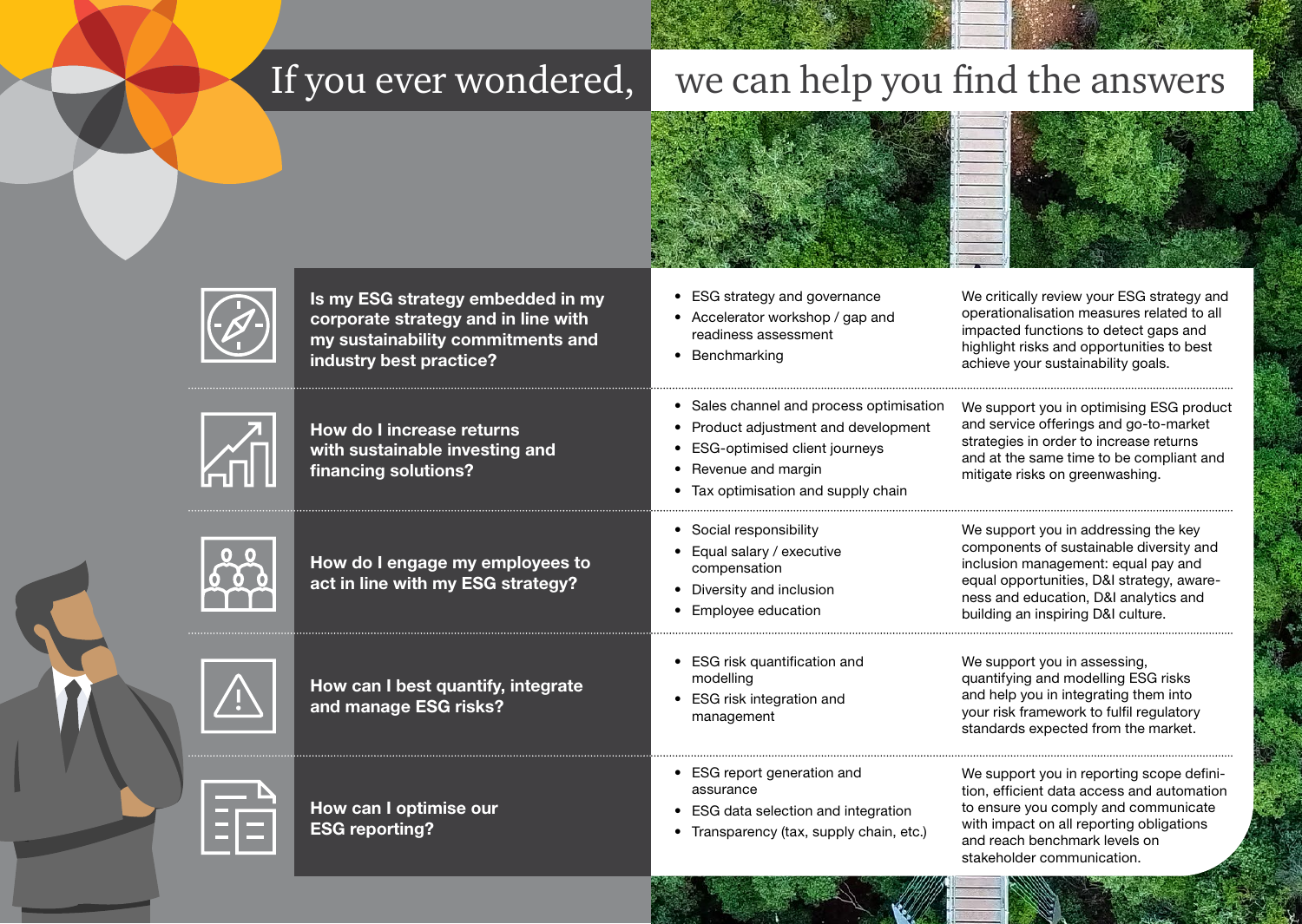# If you ever wondered, we can help you find the answers

| Question | Topics | How we help |
| --- | --- | --- |
| **Is my ESG strategy embedded in my corporate strategy and in line with my sustainability commitments and industry best practice?** | • ESG strategy and governance<br>• Accelerator workshop / gap and readiness assessment<br>• Benchmarking | We critically review your ESG strategy and operationalisation measures related to all impacted functions to detect gaps and highlight risks and opportunities to best achieve your sustainability goals. |
| **How do I increase returns with sustainable investing and financing solutions?** | • Sales channel and process optimisation<br>• Product adjustment and development<br>• ESG-optimised client journeys<br>• Revenue and margin<br>• Tax optimisation and supply chain | We support you in optimising ESG product and service offerings and go-to-market strategies in order to increase returns and at the same time to be compliant and mitigate risks on greenwashing. |
| **How do I engage my employees to act in line with my ESG strategy?** | • Social responsibility<br>• Equal salary / executive compensation<br>• Diversity and inclusion<br>• Employee education | We support you in addressing the key components of sustainable diversity and inclusion management: equal pay and equal opportunities, D&I strategy, awareness and education, D&I analytics and building an inspiring D&I culture. |
| **How can I best quantify, integrate and manage ESG risks?** | • ESG risk quantification and modelling<br>• ESG risk integration and management | We support you in assessing, quantifying and modelling ESG risks and help you in integrating them into your risk framework to fulfil regulatory standards expected from the market. |
| **How can I optimise our ESG reporting?** | • ESG report generation and assurance<br>• ESG data selection and integration<br>• Transparency (tax, supply chain, etc.) | We support you in reporting scope definition, efficient data access and automation to ensure you comply and communicate with impact on all reporting obligations and reach benchmark levels on stakeholder communication. |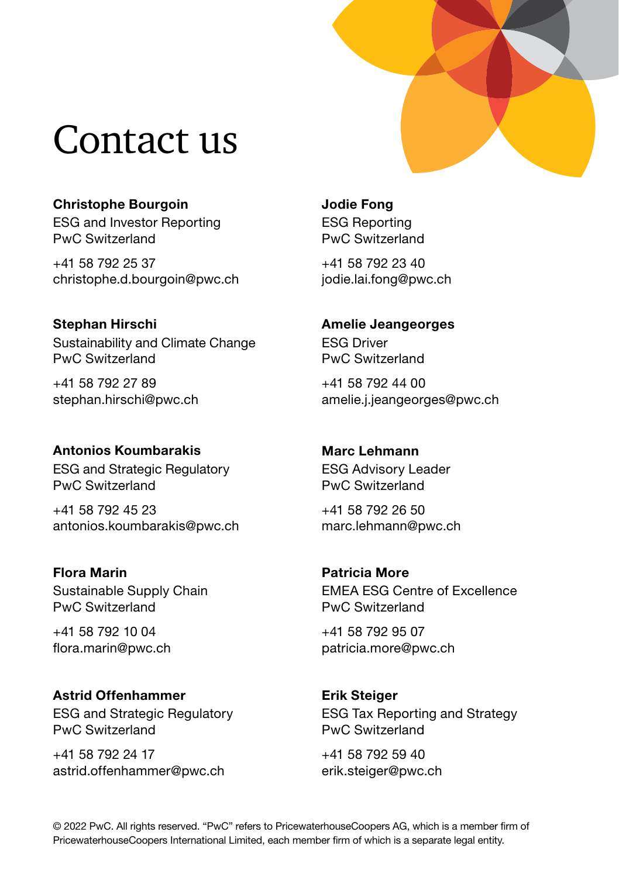# Contact us

**Christophe Bourgoin**
ESG and Investor Reporting
PwC Switzerland

+41 58 792 25 37
christophe.d.bourgoin@pwc.ch

**Stephan Hirschi**
Sustainability and Climate Change
PwC Switzerland

+41 58 792 27 89
stephan.hirschi@pwc.ch

**Antonios Koumbarakis**
ESG and Strategic Regulatory
PwC Switzerland

+41 58 792 45 23
antonios.koumbarakis@pwc.ch

**Flora Marin**
Sustainable Supply Chain
PwC Switzerland

+41 58 792 10 04
flora.marin@pwc.ch

**Astrid Offenhammer**
ESG and Strategic Regulatory
PwC Switzerland

+41 58 792 24 17
astrid.offenhammer@pwc.ch

**Jodie Fong**
ESG Reporting
PwC Switzerland

+41 58 792 23 40
jodie.lai.fong@pwc.ch

**Amelie Jeangeorges**
ESG Driver
PwC Switzerland

+41 58 792 44 00
amelie.j.jeangeorges@pwc.ch

**Marc Lehmann**
ESG Advisory Leader
PwC Switzerland

+41 58 792 26 50
marc.lehmann@pwc.ch

**Patricia More**
EMEA ESG Centre of Excellence
PwC Switzerland

+41 58 792 95 07
patricia.more@pwc.ch

**Erik Steiger**
ESG Tax Reporting and Strategy
PwC Switzerland

+41 58 792 59 40
erik.steiger@pwc.ch

© 2022 PwC. All rights reserved. “PwC” refers to PricewaterhouseCoopers AG, which is a member firm of PricewaterhouseCoopers International Limited, each member firm of which is a separate legal entity.